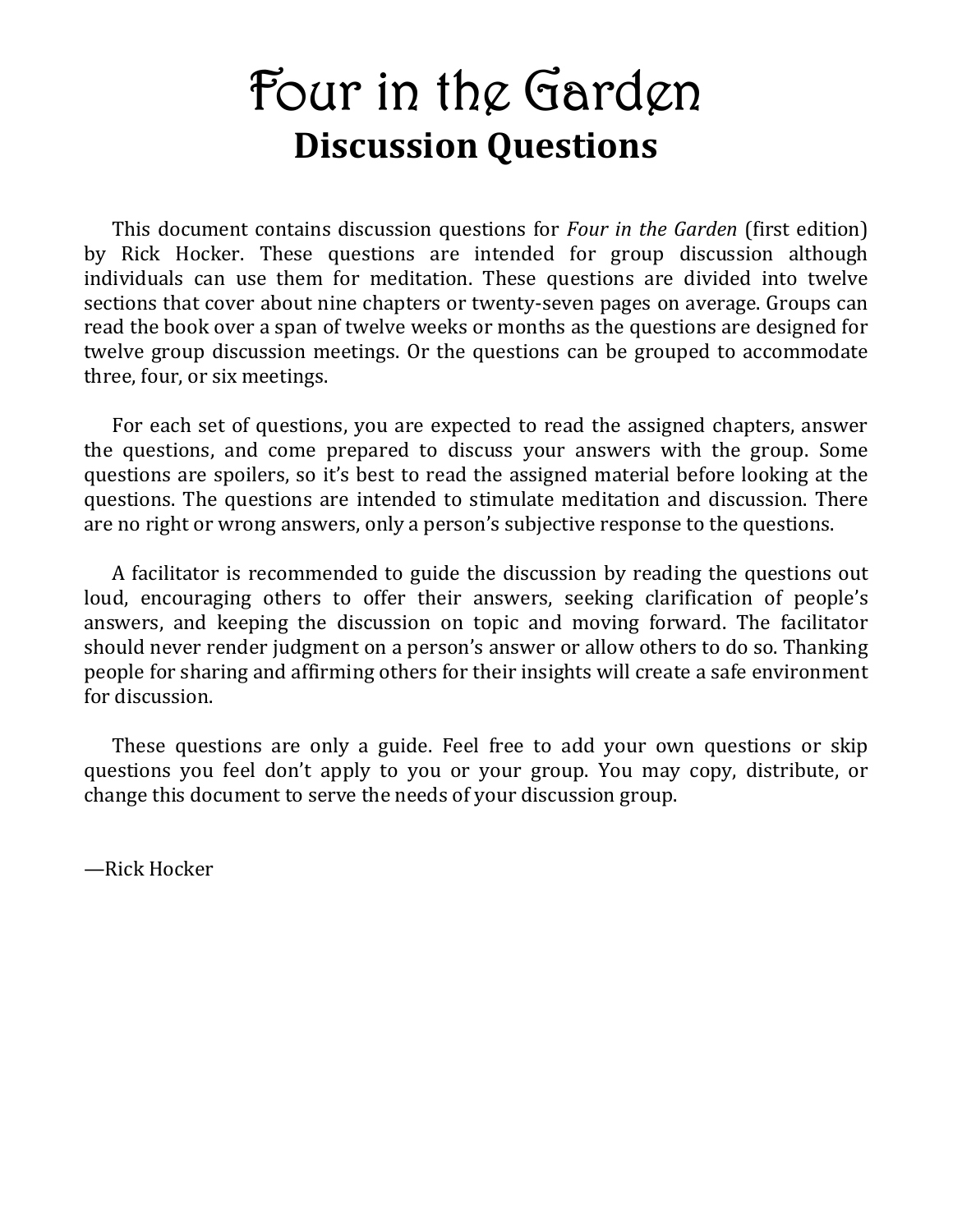# Four in the Garden

## Discussion Questions

This document contains discussion questions for *Four in the Garden* (first edition) by Rick Hocker. These questions are intended for group discussion although individuals can use them for meditation. These questions are divided into twelve sections that cover about nine chapters or twenty-seven pages on average. Groups can read the book over a span of twelve weeks or months as the questions are designed for twelve group discussion meetings. Or the questions can be grouped to accommodate three, four, or six meetings.

For each set of questions, you are expected to read the assigned chapters, answer the questions, and come prepared to discuss your answers with the group. Some questions are spoilers, so it's best to read the assigned material before looking at the questions. The questions are intended to stimulate meditation and discussion. There are no right or wrong answers, only a person's subjective response to the questions.

A facilitator is recommended to guide the discussion by reading the questions out loud, encouraging others to offer their answers, seeking clarification of people's answers, and keeping the discussion on topic and moving forward. The facilitator should never render judgment on a person's answer or allow others to do so. Thanking people for sharing and affirming others for their insights will create a safe environment for discussion.

These questions are only a guide. Feel free to add your own questions or skip questions you feel don't apply to you or your group. You may copy, distribute, or change this document to serve the needs of your discussion group.

—Rick Hocker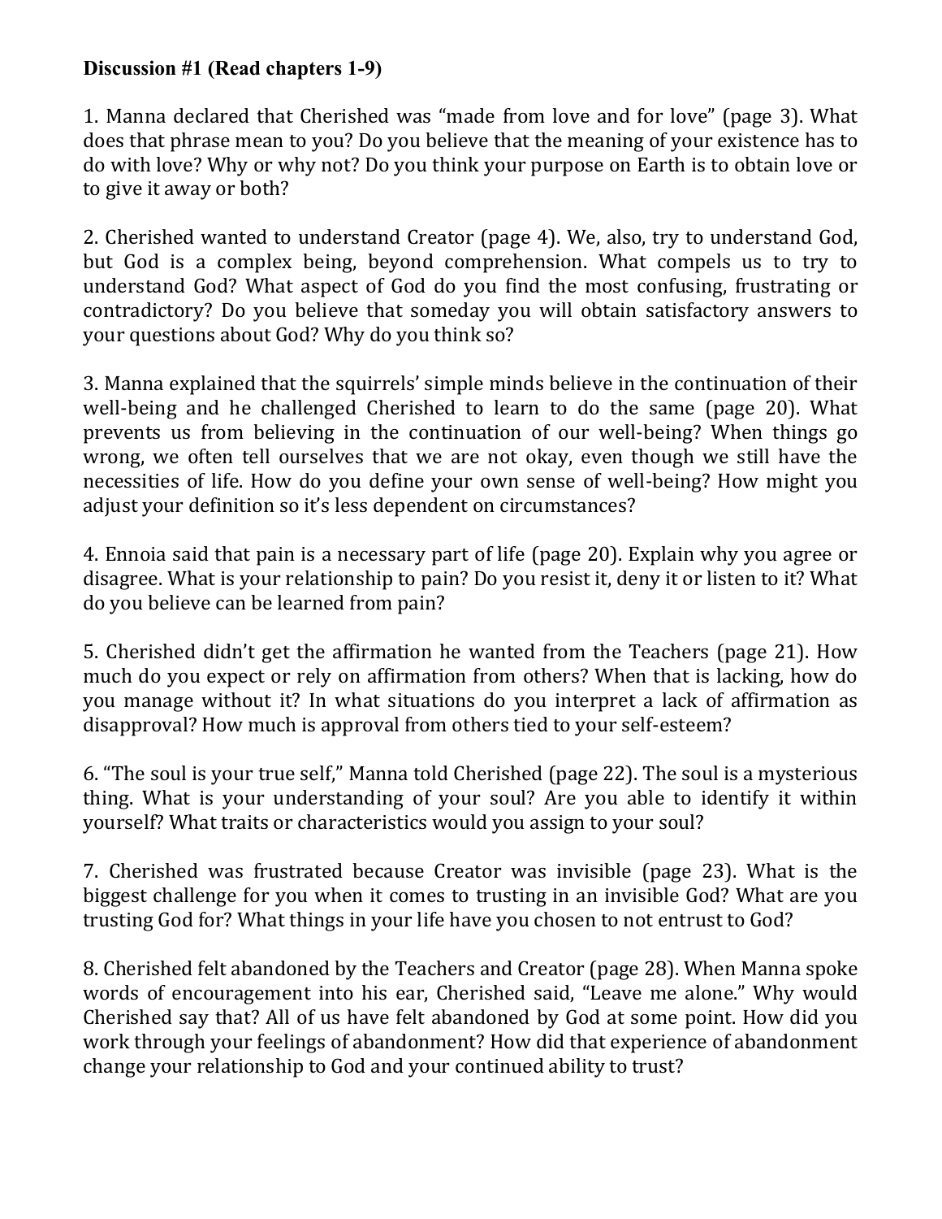**Discussion #1 (Read chapters 1-9)**

1. Manna declared that Cherished was "made from love and for love" (page 3). What does that phrase mean to you? Do you believe that the meaning of your existence has to do with love? Why or why not? Do you think your purpose on Earth is to obtain love or to give it away or both?

2. Cherished wanted to understand Creator (page 4). We, also, try to understand God, but God is a complex being, beyond comprehension. What compels us to try to understand God? What aspect of God do you find the most confusing, frustrating or contradictory? Do you believe that someday you will obtain satisfactory answers to your questions about God? Why do you think so?

3. Manna explained that the squirrels' simple minds believe in the continuation of their well-being and he challenged Cherished to learn to do the same (page 20). What prevents us from believing in the continuation of our well-being? When things go wrong, we often tell ourselves that we are not okay, even though we still have the necessities of life. How do you define your own sense of well-being? How might you adjust your definition so it's less dependent on circumstances?

4. Ennoia said that pain is a necessary part of life (page 20). Explain why you agree or disagree. What is your relationship to pain? Do you resist it, deny it or listen to it? What do you believe can be learned from pain?

5. Cherished didn't get the affirmation he wanted from the Teachers (page 21). How much do you expect or rely on affirmation from others? When that is lacking, how do you manage without it? In what situations do you interpret a lack of affirmation as disapproval? How much is approval from others tied to your self-esteem?

6. "The soul is your true self," Manna told Cherished (page 22). The soul is a mysterious thing. What is your understanding of your soul? Are you able to identify it within yourself? What traits or characteristics would you assign to your soul?

7. Cherished was frustrated because Creator was invisible (page 23). What is the biggest challenge for you when it comes to trusting in an invisible God? What are you trusting God for? What things in your life have you chosen to not entrust to God?

8. Cherished felt abandoned by the Teachers and Creator (page 28). When Manna spoke words of encouragement into his ear, Cherished said, "Leave me alone." Why would Cherished say that? All of us have felt abandoned by God at some point. How did you work through your feelings of abandonment? How did that experience of abandonment change your relationship to God and your continued ability to trust?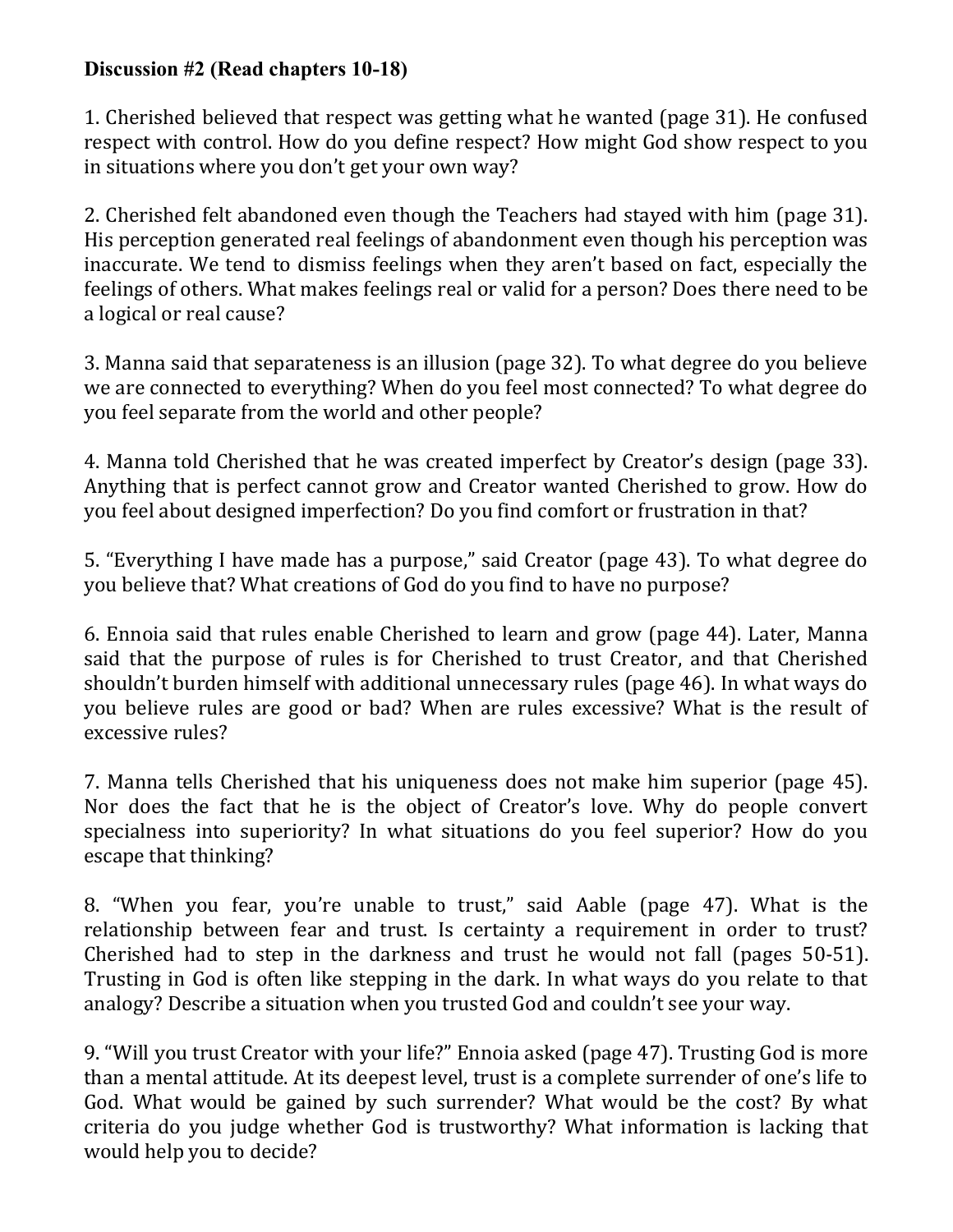**Discussion #2 (Read chapters 10-18)**

1. Cherished believed that respect was getting what he wanted (page 31). He confused respect with control. How do you define respect? How might God show respect to you in situations where you don't get your own way?

2. Cherished felt abandoned even though the Teachers had stayed with him (page 31). His perception generated real feelings of abandonment even though his perception was inaccurate. We tend to dismiss feelings when they aren't based on fact, especially the feelings of others. What makes feelings real or valid for a person? Does there need to be a logical or real cause?

3. Manna said that separateness is an illusion (page 32). To what degree do you believe we are connected to everything? When do you feel most connected? To what degree do you feel separate from the world and other people?

4. Manna told Cherished that he was created imperfect by Creator's design (page 33). Anything that is perfect cannot grow and Creator wanted Cherished to grow. How do you feel about designed imperfection? Do you find comfort or frustration in that?

5. "Everything I have made has a purpose," said Creator (page 43). To what degree do you believe that? What creations of God do you find to have no purpose?

6. Ennoia said that rules enable Cherished to learn and grow (page 44). Later, Manna said that the purpose of rules is for Cherished to trust Creator, and that Cherished shouldn't burden himself with additional unnecessary rules (page 46). In what ways do you believe rules are good or bad? When are rules excessive? What is the result of excessive rules?

7. Manna tells Cherished that his uniqueness does not make him superior (page 45). Nor does the fact that he is the object of Creator's love. Why do people convert specialness into superiority? In what situations do you feel superior? How do you escape that thinking?

8. "When you fear, you're unable to trust," said Aable (page 47). What is the relationship between fear and trust. Is certainty a requirement in order to trust? Cherished had to step in the darkness and trust he would not fall (pages 50-51). Trusting in God is often like stepping in the dark. In what ways do you relate to that analogy? Describe a situation when you trusted God and couldn't see your way.

9. "Will you trust Creator with your life?" Ennoia asked (page 47). Trusting God is more than a mental attitude. At its deepest level, trust is a complete surrender of one's life to God. What would be gained by such surrender? What would be the cost? By what criteria do you judge whether God is trustworthy? What information is lacking that would help you to decide?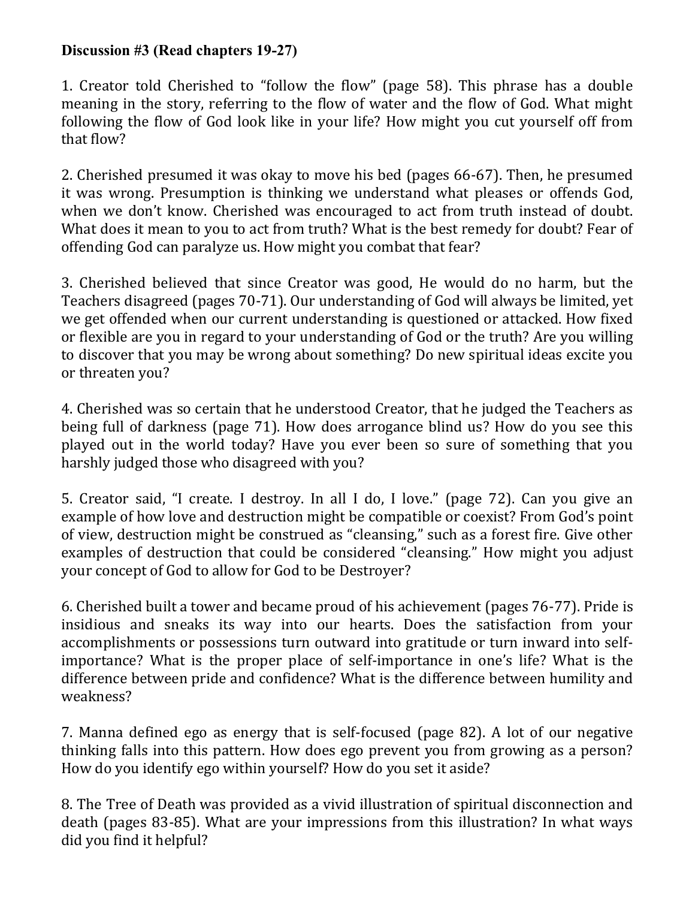**Discussion #3 (Read chapters 19-27)**

1. Creator told Cherished to "follow the flow" (page 58). This phrase has a double meaning in the story, referring to the flow of water and the flow of God. What might following the flow of God look like in your life? How might you cut yourself off from that flow?

2. Cherished presumed it was okay to move his bed (pages 66-67). Then, he presumed it was wrong. Presumption is thinking we understand what pleases or offends God, when we don't know. Cherished was encouraged to act from truth instead of doubt. What does it mean to you to act from truth? What is the best remedy for doubt? Fear of offending God can paralyze us. How might you combat that fear?

3. Cherished believed that since Creator was good, He would do no harm, but the Teachers disagreed (pages 70-71). Our understanding of God will always be limited, yet we get offended when our current understanding is questioned or attacked. How fixed or flexible are you in regard to your understanding of God or the truth? Are you willing to discover that you may be wrong about something? Do new spiritual ideas excite you or threaten you?

4. Cherished was so certain that he understood Creator, that he judged the Teachers as being full of darkness (page 71). How does arrogance blind us? How do you see this played out in the world today? Have you ever been so sure of something that you harshly judged those who disagreed with you?

5. Creator said, "I create. I destroy. In all I do, I love." (page 72). Can you give an example of how love and destruction might be compatible or coexist? From God's point of view, destruction might be construed as "cleansing," such as a forest fire. Give other examples of destruction that could be considered "cleansing." How might you adjust your concept of God to allow for God to be Destroyer?

6. Cherished built a tower and became proud of his achievement (pages 76-77). Pride is insidious and sneaks its way into our hearts. Does the satisfaction from your accomplishments or possessions turn outward into gratitude or turn inward into self-importance? What is the proper place of self-importance in one's life? What is the difference between pride and confidence? What is the difference between humility and weakness?

7. Manna defined ego as energy that is self-focused (page 82). A lot of our negative thinking falls into this pattern. How does ego prevent you from growing as a person? How do you identify ego within yourself? How do you set it aside?

8. The Tree of Death was provided as a vivid illustration of spiritual disconnection and death (pages 83-85). What are your impressions from this illustration? In what ways did you find it helpful?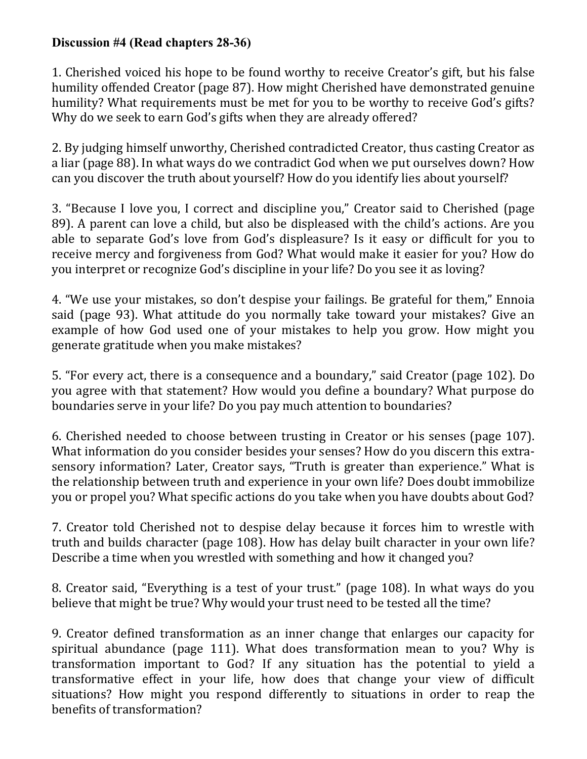**Discussion #4 (Read chapters 28-36)**

1. Cherished voiced his hope to be found worthy to receive Creator's gift, but his false humility offended Creator (page 87). How might Cherished have demonstrated genuine humility? What requirements must be met for you to be worthy to receive God's gifts? Why do we seek to earn God's gifts when they are already offered?

2. By judging himself unworthy, Cherished contradicted Creator, thus casting Creator as a liar (page 88). In what ways do we contradict God when we put ourselves down? How can you discover the truth about yourself? How do you identify lies about yourself?

3. "Because I love you, I correct and discipline you," Creator said to Cherished (page 89). A parent can love a child, but also be displeased with the child's actions. Are you able to separate God's love from God's displeasure? Is it easy or difficult for you to receive mercy and forgiveness from God? What would make it easier for you? How do you interpret or recognize God's discipline in your life? Do you see it as loving?

4. "We use your mistakes, so don't despise your failings. Be grateful for them," Ennoia said (page 93). What attitude do you normally take toward your mistakes? Give an example of how God used one of your mistakes to help you grow. How might you generate gratitude when you make mistakes?

5. "For every act, there is a consequence and a boundary," said Creator (page 102). Do you agree with that statement? How would you define a boundary? What purpose do boundaries serve in your life? Do you pay much attention to boundaries?

6. Cherished needed to choose between trusting in Creator or his senses (page 107). What information do you consider besides your senses? How do you discern this extra-sensory information? Later, Creator says, "Truth is greater than experience." What is the relationship between truth and experience in your own life? Does doubt immobilize you or propel you? What specific actions do you take when you have doubts about God?

7. Creator told Cherished not to despise delay because it forces him to wrestle with truth and builds character (page 108). How has delay built character in your own life? Describe a time when you wrestled with something and how it changed you?

8. Creator said, "Everything is a test of your trust." (page 108). In what ways do you believe that might be true? Why would your trust need to be tested all the time?

9. Creator defined transformation as an inner change that enlarges our capacity for spiritual abundance (page 111). What does transformation mean to you? Why is transformation important to God? If any situation has the potential to yield a transformative effect in your life, how does that change your view of difficult situations? How might you respond differently to situations in order to reap the benefits of transformation?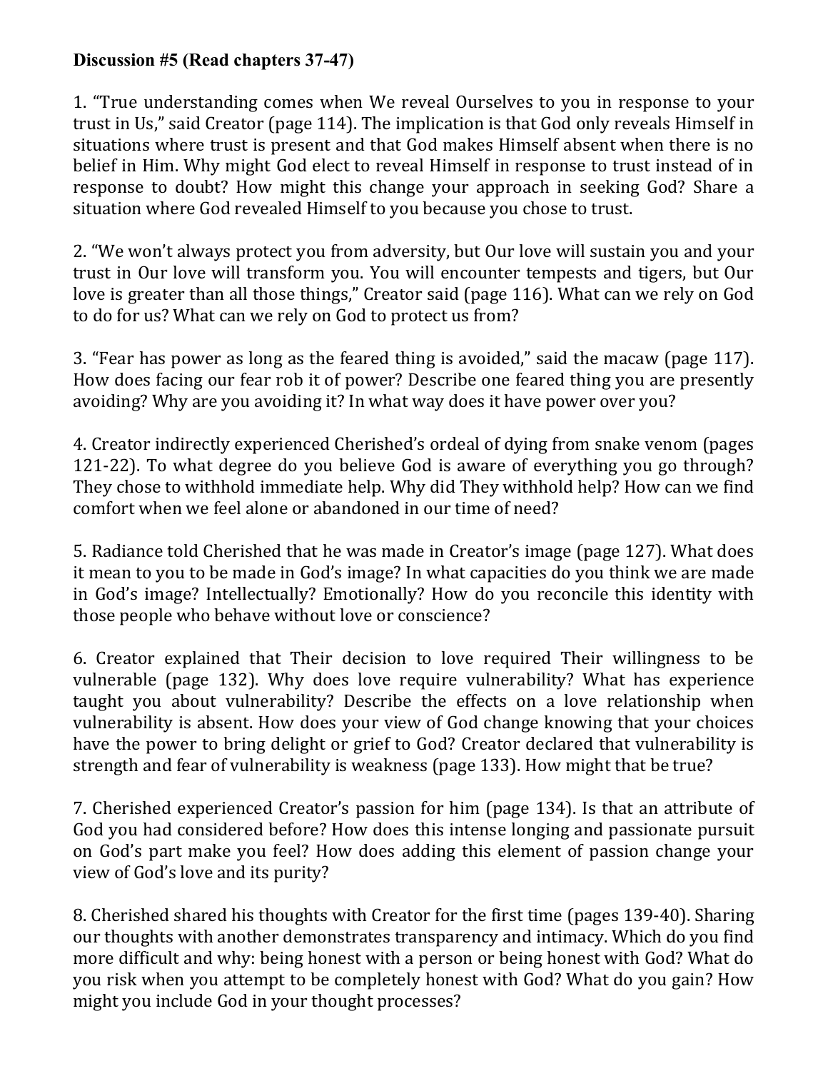**Discussion #5 (Read chapters 37-47)**

1. "True understanding comes when We reveal Ourselves to you in response to your trust in Us," said Creator (page 114). The implication is that God only reveals Himself in situations where trust is present and that God makes Himself absent when there is no belief in Him. Why might God elect to reveal Himself in response to trust instead of in response to doubt? How might this change your approach in seeking God? Share a situation where God revealed Himself to you because you chose to trust.

2. "We won't always protect you from adversity, but Our love will sustain you and your trust in Our love will transform you. You will encounter tempests and tigers, but Our love is greater than all those things," Creator said (page 116). What can we rely on God to do for us? What can we rely on God to protect us from?

3. "Fear has power as long as the feared thing is avoided," said the macaw (page 117). How does facing our fear rob it of power? Describe one feared thing you are presently avoiding? Why are you avoiding it? In what way does it have power over you?

4. Creator indirectly experienced Cherished's ordeal of dying from snake venom (pages 121-22). To what degree do you believe God is aware of everything you go through? They chose to withhold immediate help. Why did They withhold help? How can we find comfort when we feel alone or abandoned in our time of need?

5. Radiance told Cherished that he was made in Creator's image (page 127). What does it mean to you to be made in God's image? In what capacities do you think we are made in God's image? Intellectually? Emotionally? How do you reconcile this identity with those people who behave without love or conscience?

6. Creator explained that Their decision to love required Their willingness to be vulnerable (page 132). Why does love require vulnerability? What has experience taught you about vulnerability? Describe the effects on a love relationship when vulnerability is absent. How does your view of God change knowing that your choices have the power to bring delight or grief to God? Creator declared that vulnerability is strength and fear of vulnerability is weakness (page 133). How might that be true?

7. Cherished experienced Creator's passion for him (page 134). Is that an attribute of God you had considered before? How does this intense longing and passionate pursuit on God's part make you feel? How does adding this element of passion change your view of God's love and its purity?

8. Cherished shared his thoughts with Creator for the first time (pages 139-40). Sharing our thoughts with another demonstrates transparency and intimacy. Which do you find more difficult and why: being honest with a person or being honest with God? What do you risk when you attempt to be completely honest with God? What do you gain? How might you include God in your thought processes?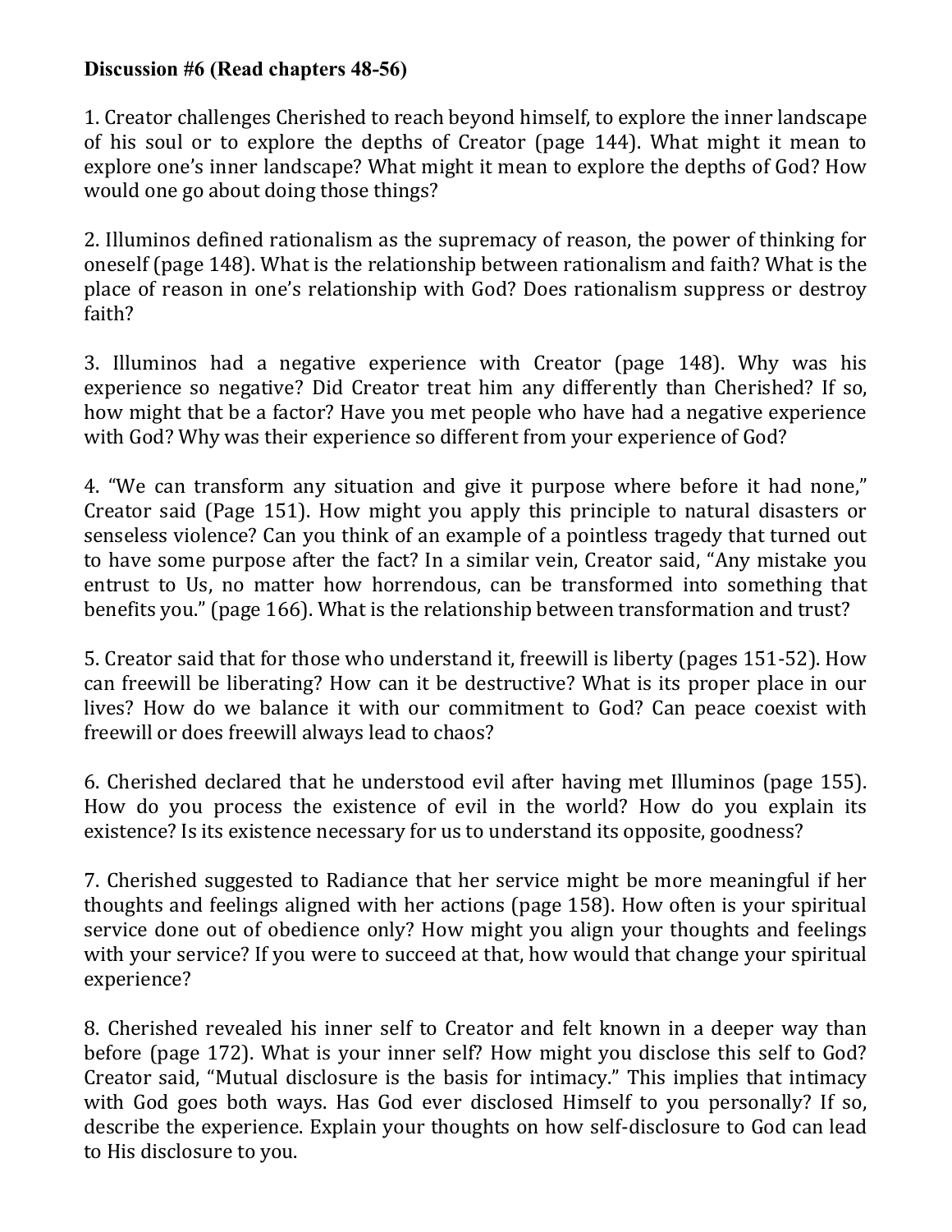**Discussion #6 (Read chapters 48-56)**

1. Creator challenges Cherished to reach beyond himself, to explore the inner landscape of his soul or to explore the depths of Creator (page 144). What might it mean to explore one's inner landscape? What might it mean to explore the depths of God? How would one go about doing those things?

2. Illuminos defined rationalism as the supremacy of reason, the power of thinking for oneself (page 148). What is the relationship between rationalism and faith? What is the place of reason in one's relationship with God? Does rationalism suppress or destroy faith?

3. Illuminos had a negative experience with Creator (page 148). Why was his experience so negative? Did Creator treat him any differently than Cherished? If so, how might that be a factor? Have you met people who have had a negative experience with God? Why was their experience so different from your experience of God?

4. "We can transform any situation and give it purpose where before it had none," Creator said (Page 151). How might you apply this principle to natural disasters or senseless violence? Can you think of an example of a pointless tragedy that turned out to have some purpose after the fact? In a similar vein, Creator said, "Any mistake you entrust to Us, no matter how horrendous, can be transformed into something that benefits you." (page 166). What is the relationship between transformation and trust?

5. Creator said that for those who understand it, freewill is liberty (pages 151-52). How can freewill be liberating? How can it be destructive? What is its proper place in our lives? How do we balance it with our commitment to God? Can peace coexist with freewill or does freewill always lead to chaos?

6. Cherished declared that he understood evil after having met Illuminos (page 155). How do you process the existence of evil in the world? How do you explain its existence? Is its existence necessary for us to understand its opposite, goodness?

7. Cherished suggested to Radiance that her service might be more meaningful if her thoughts and feelings aligned with her actions (page 158). How often is your spiritual service done out of obedience only? How might you align your thoughts and feelings with your service? If you were to succeed at that, how would that change your spiritual experience?

8. Cherished revealed his inner self to Creator and felt known in a deeper way than before (page 172). What is your inner self? How might you disclose this self to God? Creator said, "Mutual disclosure is the basis for intimacy." This implies that intimacy with God goes both ways. Has God ever disclosed Himself to you personally? If so, describe the experience. Explain your thoughts on how self-disclosure to God can lead to His disclosure to you.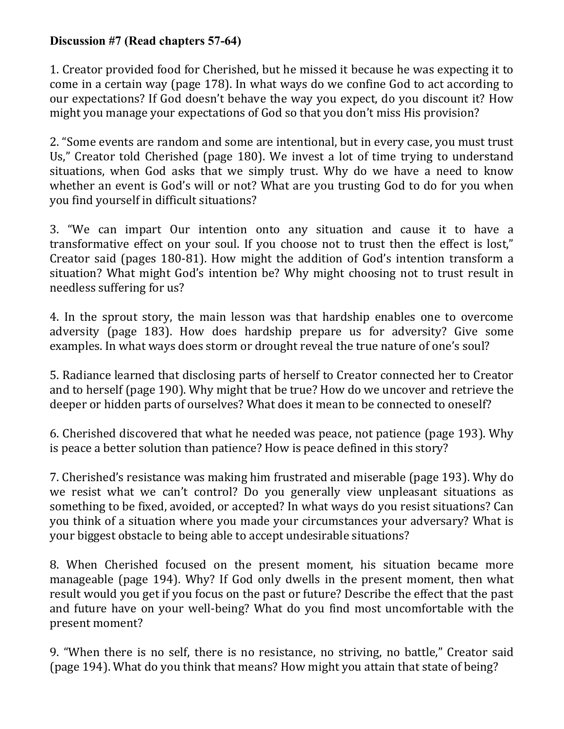**Discussion #7 (Read chapters 57-64)**

1. Creator provided food for Cherished, but he missed it because he was expecting it to come in a certain way (page 178). In what ways do we confine God to act according to our expectations? If God doesn't behave the way you expect, do you discount it? How might you manage your expectations of God so that you don't miss His provision?

2. "Some events are random and some are intentional, but in every case, you must trust Us," Creator told Cherished (page 180). We invest a lot of time trying to understand situations, when God asks that we simply trust. Why do we have a need to know whether an event is God's will or not? What are you trusting God to do for you when you find yourself in difficult situations?

3. "We can impart Our intention onto any situation and cause it to have a transformative effect on your soul. If you choose not to trust then the effect is lost," Creator said (pages 180-81). How might the addition of God's intention transform a situation? What might God's intention be? Why might choosing not to trust result in needless suffering for us?

4. In the sprout story, the main lesson was that hardship enables one to overcome adversity (page 183). How does hardship prepare us for adversity? Give some examples. In what ways does storm or drought reveal the true nature of one's soul?

5. Radiance learned that disclosing parts of herself to Creator connected her to Creator and to herself (page 190). Why might that be true? How do we uncover and retrieve the deeper or hidden parts of ourselves? What does it mean to be connected to oneself?

6. Cherished discovered that what he needed was peace, not patience (page 193). Why is peace a better solution than patience? How is peace defined in this story?

7. Cherished's resistance was making him frustrated and miserable (page 193). Why do we resist what we can't control? Do you generally view unpleasant situations as something to be fixed, avoided, or accepted? In what ways do you resist situations? Can you think of a situation where you made your circumstances your adversary? What is your biggest obstacle to being able to accept undesirable situations?

8. When Cherished focused on the present moment, his situation became more manageable (page 194). Why? If God only dwells in the present moment, then what result would you get if you focus on the past or future? Describe the effect that the past and future have on your well-being? What do you find most uncomfortable with the present moment?

9. "When there is no self, there is no resistance, no striving, no battle," Creator said (page 194). What do you think that means? How might you attain that state of being?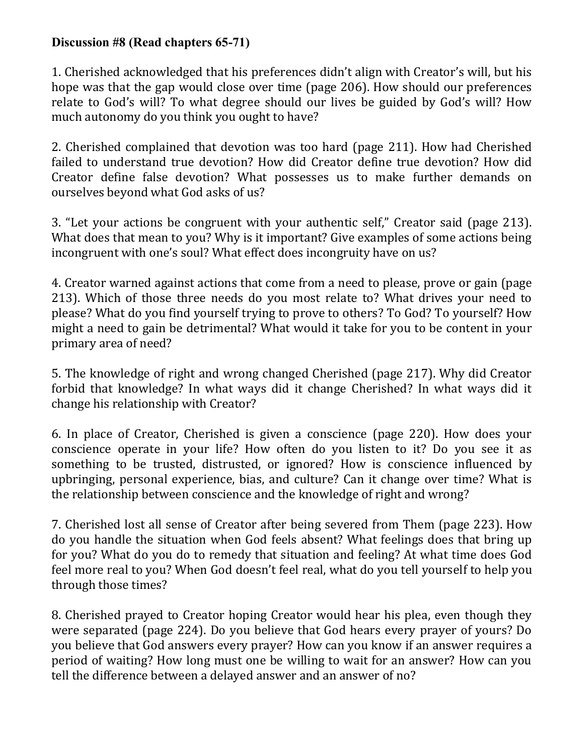**Discussion #8 (Read chapters 65-71)**

1. Cherished acknowledged that his preferences didn't align with Creator's will, but his hope was that the gap would close over time (page 206). How should our preferences relate to God's will? To what degree should our lives be guided by God's will? How much autonomy do you think you ought to have?

2. Cherished complained that devotion was too hard (page 211). How had Cherished failed to understand true devotion? How did Creator define true devotion? How did Creator define false devotion? What possesses us to make further demands on ourselves beyond what God asks of us?

3. "Let your actions be congruent with your authentic self," Creator said (page 213). What does that mean to you? Why is it important? Give examples of some actions being incongruent with one's soul? What effect does incongruity have on us?

4. Creator warned against actions that come from a need to please, prove or gain (page 213). Which of those three needs do you most relate to? What drives your need to please? What do you find yourself trying to prove to others? To God? To yourself? How might a need to gain be detrimental? What would it take for you to be content in your primary area of need?

5. The knowledge of right and wrong changed Cherished (page 217). Why did Creator forbid that knowledge? In what ways did it change Cherished? In what ways did it change his relationship with Creator?

6. In place of Creator, Cherished is given a conscience (page 220). How does your conscience operate in your life? How often do you listen to it? Do you see it as something to be trusted, distrusted, or ignored? How is conscience influenced by upbringing, personal experience, bias, and culture? Can it change over time? What is the relationship between conscience and the knowledge of right and wrong?

7. Cherished lost all sense of Creator after being severed from Them (page 223). How do you handle the situation when God feels absent? What feelings does that bring up for you? What do you do to remedy that situation and feeling? At what time does God feel more real to you? When God doesn't feel real, what do you tell yourself to help you through those times?

8. Cherished prayed to Creator hoping Creator would hear his plea, even though they were separated (page 224). Do you believe that God hears every prayer of yours? Do you believe that God answers every prayer? How can you know if an answer requires a period of waiting? How long must one be willing to wait for an answer? How can you tell the difference between a delayed answer and an answer of no?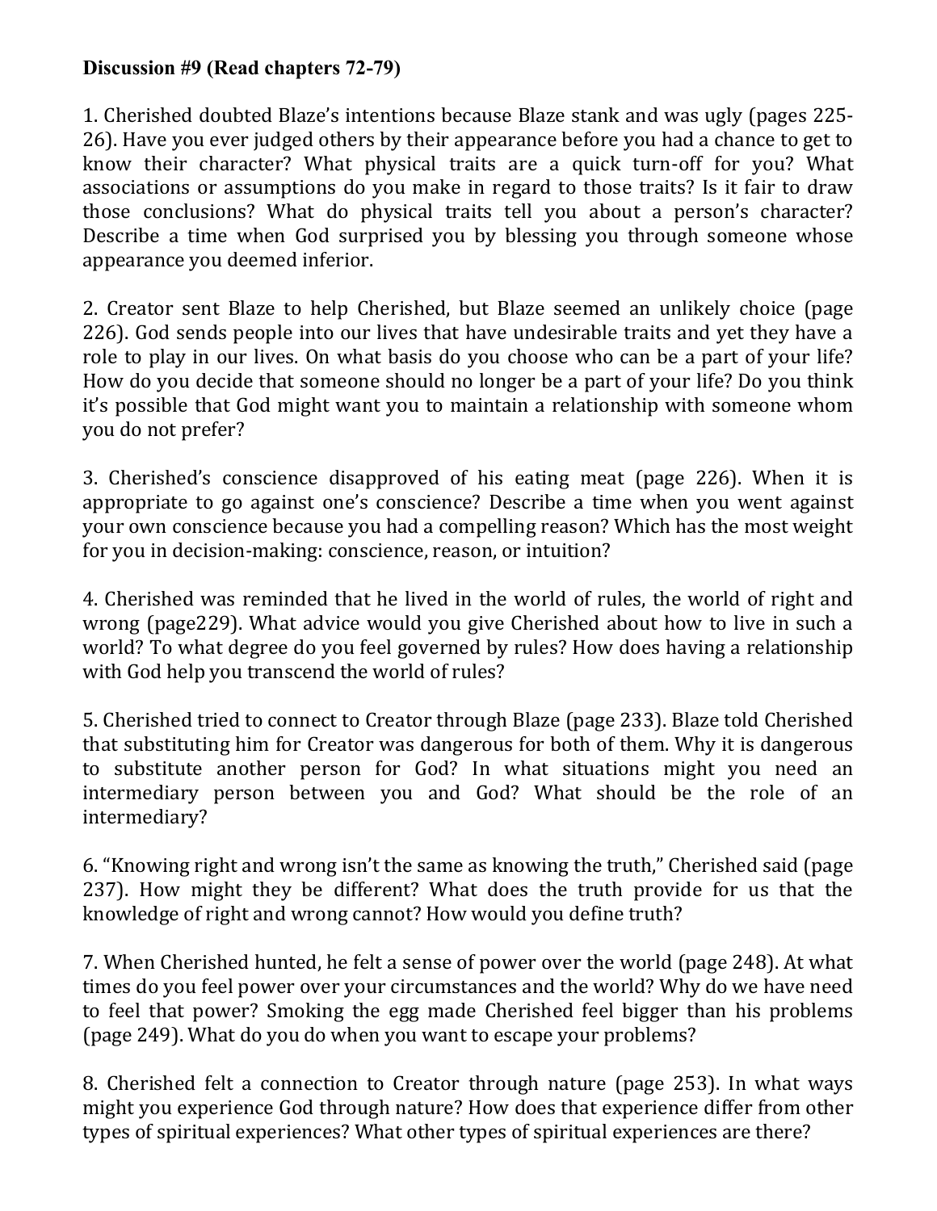**Discussion #9 (Read chapters 72-79)**

1. Cherished doubted Blaze's intentions because Blaze stank and was ugly (pages 225-26). Have you ever judged others by their appearance before you had a chance to get to know their character? What physical traits are a quick turn-off for you? What associations or assumptions do you make in regard to those traits? Is it fair to draw those conclusions? What do physical traits tell you about a person's character? Describe a time when God surprised you by blessing you through someone whose appearance you deemed inferior.

2. Creator sent Blaze to help Cherished, but Blaze seemed an unlikely choice (page 226). God sends people into our lives that have undesirable traits and yet they have a role to play in our lives. On what basis do you choose who can be a part of your life? How do you decide that someone should no longer be a part of your life? Do you think it's possible that God might want you to maintain a relationship with someone whom you do not prefer?

3. Cherished's conscience disapproved of his eating meat (page 226). When it is appropriate to go against one's conscience? Describe a time when you went against your own conscience because you had a compelling reason? Which has the most weight for you in decision-making: conscience, reason, or intuition?

4. Cherished was reminded that he lived in the world of rules, the world of right and wrong (page229). What advice would you give Cherished about how to live in such a world? To what degree do you feel governed by rules? How does having a relationship with God help you transcend the world of rules?

5. Cherished tried to connect to Creator through Blaze (page 233). Blaze told Cherished that substituting him for Creator was dangerous for both of them. Why it is dangerous to substitute another person for God? In what situations might you need an intermediary person between you and God? What should be the role of an intermediary?

6. "Knowing right and wrong isn't the same as knowing the truth," Cherished said (page 237). How might they be different? What does the truth provide for us that the knowledge of right and wrong cannot? How would you define truth?

7. When Cherished hunted, he felt a sense of power over the world (page 248). At what times do you feel power over your circumstances and the world? Why do we have need to feel that power? Smoking the egg made Cherished feel bigger than his problems (page 249). What do you do when you want to escape your problems?

8. Cherished felt a connection to Creator through nature (page 253). In what ways might you experience God through nature? How does that experience differ from other types of spiritual experiences? What other types of spiritual experiences are there?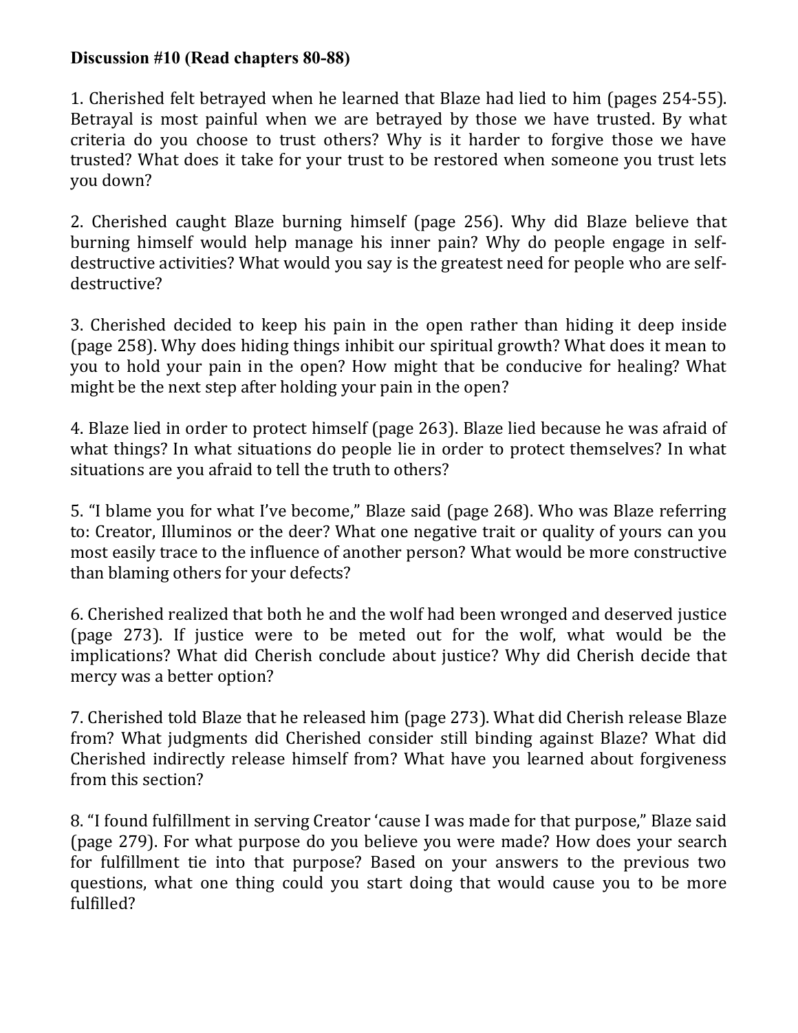**Discussion #10 (Read chapters 80-88)**

1. Cherished felt betrayed when he learned that Blaze had lied to him (pages 254-55). Betrayal is most painful when we are betrayed by those we have trusted. By what criteria do you choose to trust others? Why is it harder to forgive those we have trusted? What does it take for your trust to be restored when someone you trust lets you down?

2. Cherished caught Blaze burning himself (page 256). Why did Blaze believe that burning himself would help manage his inner pain? Why do people engage in self-destructive activities? What would you say is the greatest need for people who are self-destructive?

3. Cherished decided to keep his pain in the open rather than hiding it deep inside (page 258). Why does hiding things inhibit our spiritual growth? What does it mean to you to hold your pain in the open? How might that be conducive for healing? What might be the next step after holding your pain in the open?

4. Blaze lied in order to protect himself (page 263). Blaze lied because he was afraid of what things? In what situations do people lie in order to protect themselves? In what situations are you afraid to tell the truth to others?

5. "I blame you for what I've become," Blaze said (page 268). Who was Blaze referring to: Creator, Illuminos or the deer? What one negative trait or quality of yours can you most easily trace to the influence of another person? What would be more constructive than blaming others for your defects?

6. Cherished realized that both he and the wolf had been wronged and deserved justice (page 273). If justice were to be meted out for the wolf, what would be the implications? What did Cherish conclude about justice? Why did Cherish decide that mercy was a better option?

7. Cherished told Blaze that he released him (page 273). What did Cherish release Blaze from? What judgments did Cherished consider still binding against Blaze? What did Cherished indirectly release himself from? What have you learned about forgiveness from this section?

8. "I found fulfillment in serving Creator 'cause I was made for that purpose," Blaze said (page 279). For what purpose do you believe you were made? How does your search for fulfillment tie into that purpose? Based on your answers to the previous two questions, what one thing could you start doing that would cause you to be more fulfilled?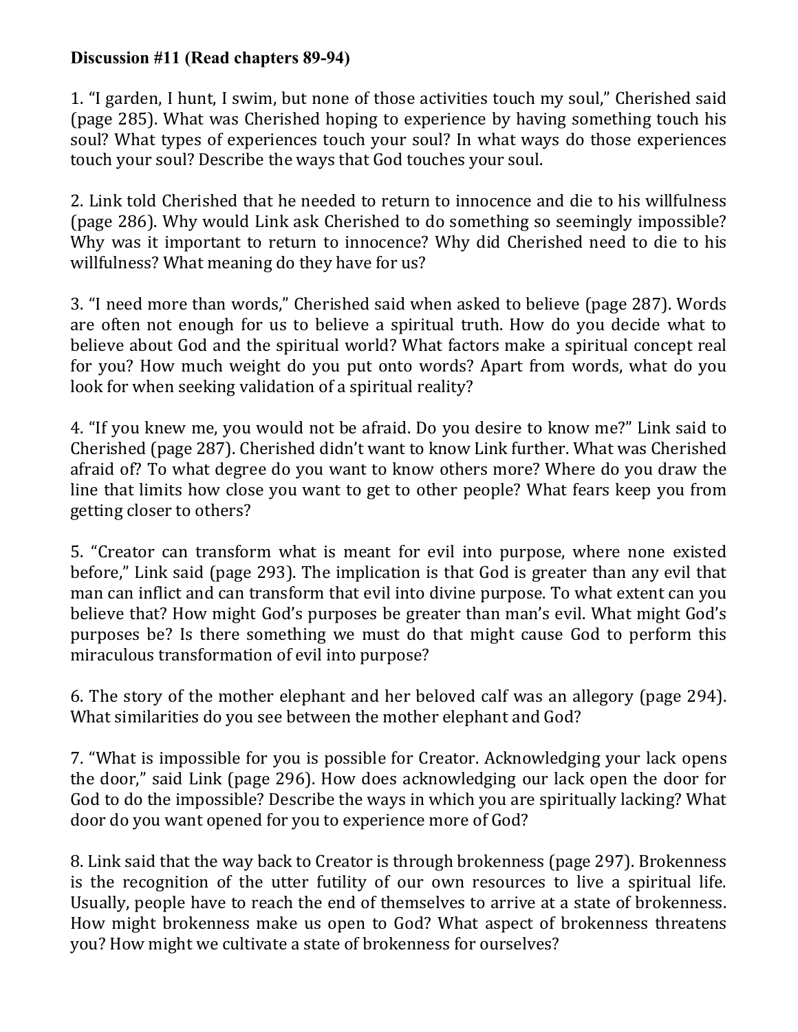**Discussion #11 (Read chapters 89-94)**

1. "I garden, I hunt, I swim, but none of those activities touch my soul," Cherished said (page 285). What was Cherished hoping to experience by having something touch his soul? What types of experiences touch your soul? In what ways do those experiences touch your soul? Describe the ways that God touches your soul.

2. Link told Cherished that he needed to return to innocence and die to his willfulness (page 286). Why would Link ask Cherished to do something so seemingly impossible? Why was it important to return to innocence? Why did Cherished need to die to his willfulness? What meaning do they have for us?

3. "I need more than words," Cherished said when asked to believe (page 287). Words are often not enough for us to believe a spiritual truth. How do you decide what to believe about God and the spiritual world? What factors make a spiritual concept real for you? How much weight do you put onto words? Apart from words, what do you look for when seeking validation of a spiritual reality?

4. "If you knew me, you would not be afraid. Do you desire to know me?" Link said to Cherished (page 287). Cherished didn't want to know Link further. What was Cherished afraid of? To what degree do you want to know others more? Where do you draw the line that limits how close you want to get to other people? What fears keep you from getting closer to others?

5. "Creator can transform what is meant for evil into purpose, where none existed before," Link said (page 293). The implication is that God is greater than any evil that man can inflict and can transform that evil into divine purpose. To what extent can you believe that? How might God's purposes be greater than man's evil. What might God's purposes be? Is there something we must do that might cause God to perform this miraculous transformation of evil into purpose?

6. The story of the mother elephant and her beloved calf was an allegory (page 294). What similarities do you see between the mother elephant and God?

7. "What is impossible for you is possible for Creator. Acknowledging your lack opens the door," said Link (page 296). How does acknowledging our lack open the door for God to do the impossible? Describe the ways in which you are spiritually lacking? What door do you want opened for you to experience more of God?

8. Link said that the way back to Creator is through brokenness (page 297). Brokenness is the recognition of the utter futility of our own resources to live a spiritual life. Usually, people have to reach the end of themselves to arrive at a state of brokenness. How might brokenness make us open to God? What aspect of brokenness threatens you? How might we cultivate a state of brokenness for ourselves?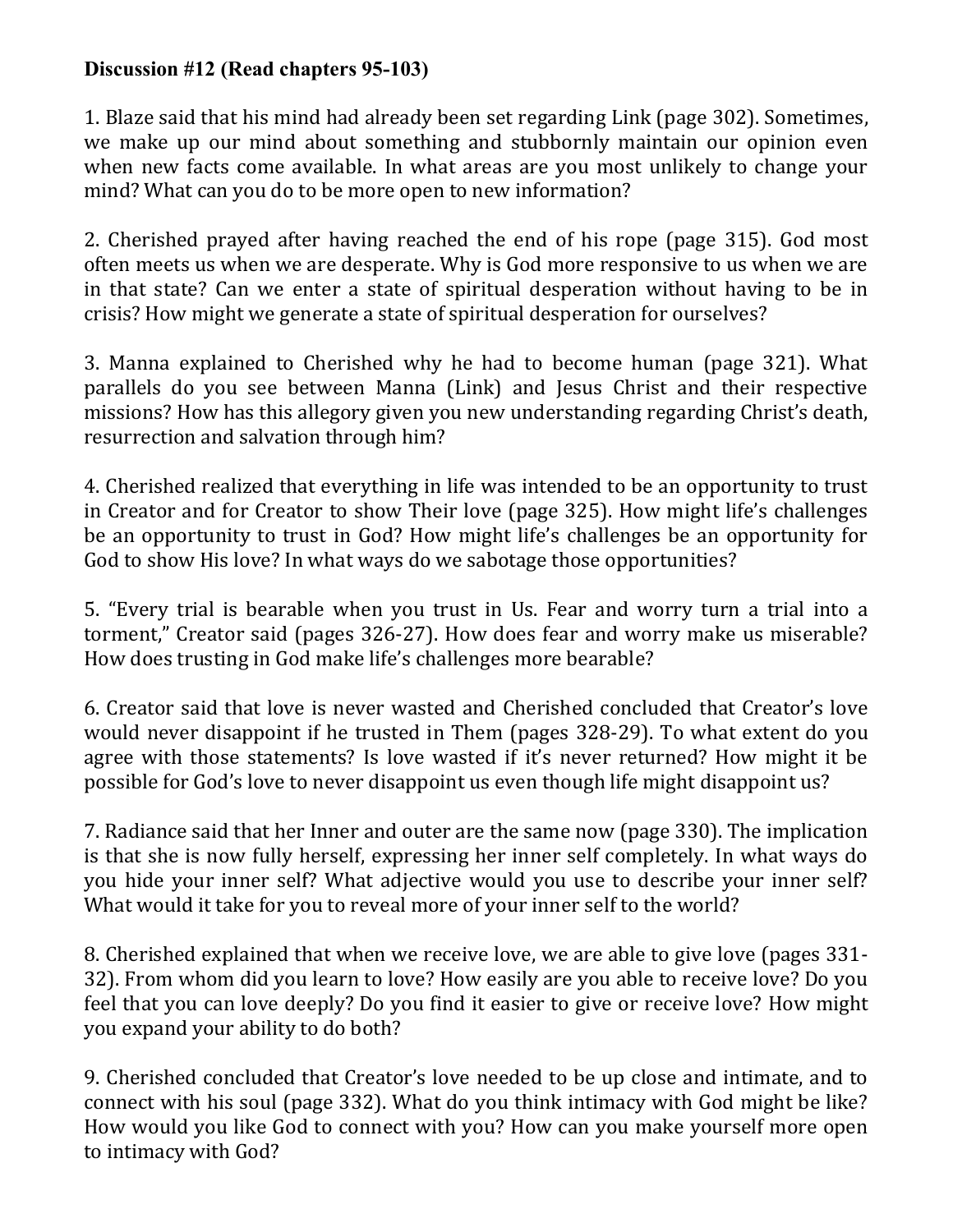**Discussion #12 (Read chapters 95-103)**

1. Blaze said that his mind had already been set regarding Link (page 302). Sometimes, we make up our mind about something and stubbornly maintain our opinion even when new facts come available. In what areas are you most unlikely to change your mind? What can you do to be more open to new information?

2. Cherished prayed after having reached the end of his rope (page 315). God most often meets us when we are desperate. Why is God more responsive to us when we are in that state? Can we enter a state of spiritual desperation without having to be in crisis? How might we generate a state of spiritual desperation for ourselves?

3. Manna explained to Cherished why he had to become human (page 321). What parallels do you see between Manna (Link) and Jesus Christ and their respective missions? How has this allegory given you new understanding regarding Christ's death, resurrection and salvation through him?

4. Cherished realized that everything in life was intended to be an opportunity to trust in Creator and for Creator to show Their love (page 325). How might life's challenges be an opportunity to trust in God? How might life's challenges be an opportunity for God to show His love? In what ways do we sabotage those opportunities?

5. "Every trial is bearable when you trust in Us. Fear and worry turn a trial into a torment," Creator said (pages 326-27). How does fear and worry make us miserable? How does trusting in God make life's challenges more bearable?

6. Creator said that love is never wasted and Cherished concluded that Creator's love would never disappoint if he trusted in Them (pages 328-29). To what extent do you agree with those statements? Is love wasted if it's never returned? How might it be possible for God's love to never disappoint us even though life might disappoint us?

7. Radiance said that her Inner and outer are the same now (page 330). The implication is that she is now fully herself, expressing her inner self completely. In what ways do you hide your inner self? What adjective would you use to describe your inner self? What would it take for you to reveal more of your inner self to the world?

8. Cherished explained that when we receive love, we are able to give love (pages 331-32). From whom did you learn to love? How easily are you able to receive love? Do you feel that you can love deeply? Do you find it easier to give or receive love? How might you expand your ability to do both?

9. Cherished concluded that Creator's love needed to be up close and intimate, and to connect with his soul (page 332). What do you think intimacy with God might be like? How would you like God to connect with you? How can you make yourself more open to intimacy with God?